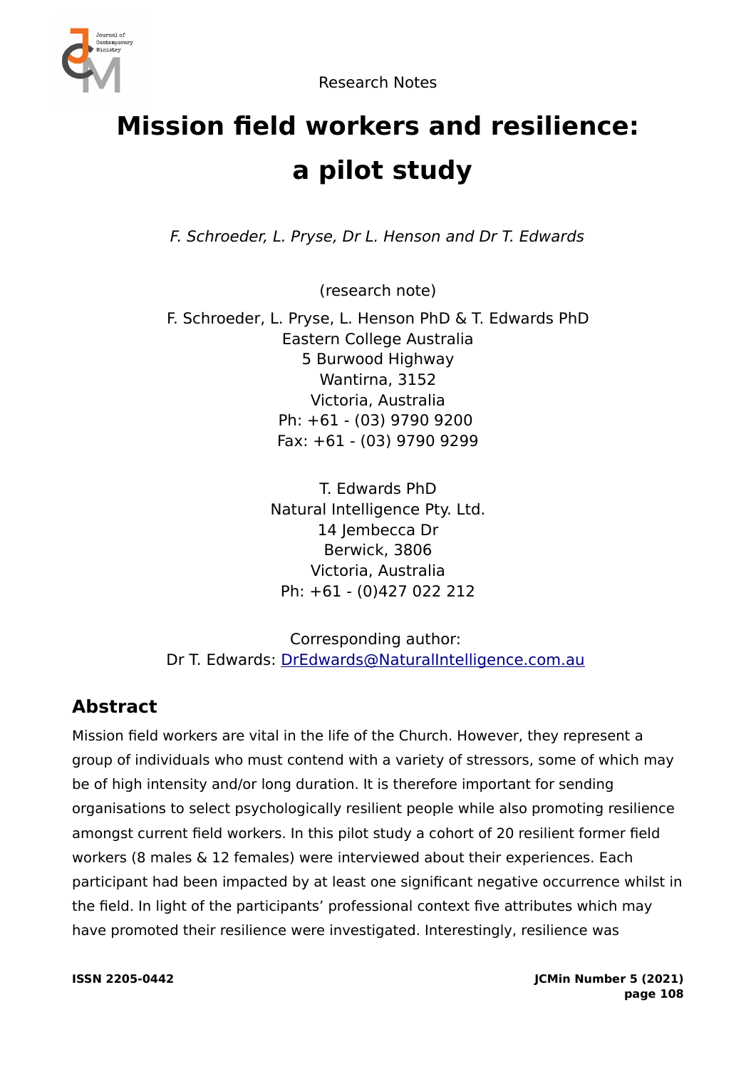Research Notes

# Mission field workers and resilience: a pilot study

*F. Schroeder, L. Pryse, Dr L. Henson and Dr T. Edwards*

(research note)

F. Schroeder, L. Pryse, L. Henson PhD & T. Edwards PhD
Eastern College Australia
5 Burwood Highway
Wantirna, 3152
Victoria, Australia
Ph: +61 - (03) 9790 9200
Fax: +61 - (03) 9790 9299

T. Edwards PhD
Natural Intelligence Pty. Ltd.
14 Jembecca Dr
Berwick, 3806
Victoria, Australia
Ph: +61 - (0)427 022 212

Corresponding author:
Dr T. Edwards: DrEdwards@NaturalIntelligence.com.au

## Abstract

Mission field workers are vital in the life of the Church. However, they represent a group of individuals who must contend with a variety of stressors, some of which may be of high intensity and/or long duration. It is therefore important for sending organisations to select psychologically resilient people while also promoting resilience amongst current field workers. In this pilot study a cohort of 20 resilient former field workers (8 males & 12 females) were interviewed about their experiences. Each participant had been impacted by at least one significant negative occurrence whilst in the field. In light of the participants' professional context five attributes which may have promoted their resilience were investigated. Interestingly, resilience was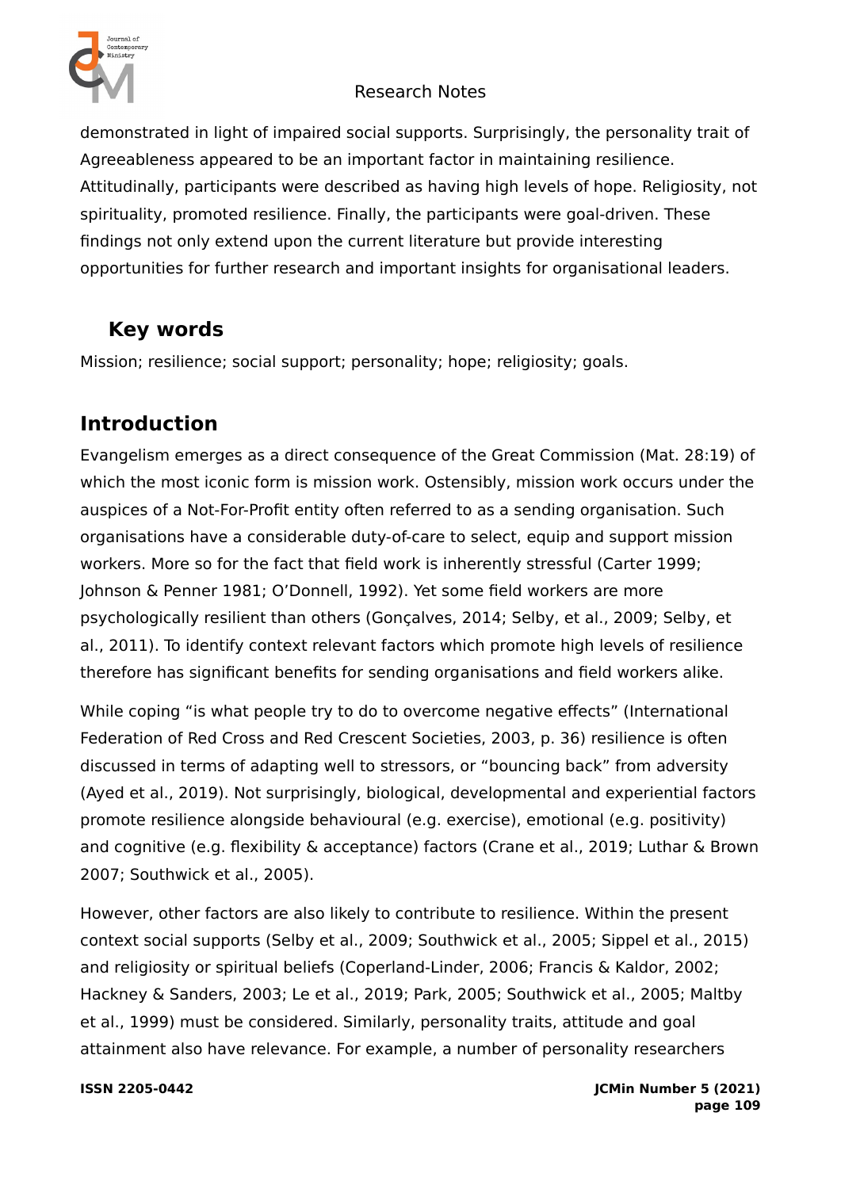demonstrated in light of impaired social supports. Surprisingly, the personality trait of Agreeableness appeared to be an important factor in maintaining resilience. Attitudinally, participants were described as having high levels of hope. Religiosity, not spirituality, promoted resilience. Finally, the participants were goal-driven. These findings not only extend upon the current literature but provide interesting opportunities for further research and important insights for organisational leaders.

### Key words

Mission; resilience; social support; personality; hope; religiosity; goals.

## Introduction

Evangelism emerges as a direct consequence of the Great Commission (Mat. 28:19) of which the most iconic form is mission work. Ostensibly, mission work occurs under the auspices of a Not-For-Profit entity often referred to as a sending organisation. Such organisations have a considerable duty-of-care to select, equip and support mission workers. More so for the fact that field work is inherently stressful (Carter 1999; Johnson & Penner 1981; O'Donnell, 1992). Yet some field workers are more psychologically resilient than others (Gonçalves, 2014; Selby, et al., 2009; Selby, et al., 2011). To identify context relevant factors which promote high levels of resilience therefore has significant benefits for sending organisations and field workers alike.

While coping "is what people try to do to overcome negative effects" (International Federation of Red Cross and Red Crescent Societies, 2003, p. 36) resilience is often discussed in terms of adapting well to stressors, or "bouncing back" from adversity (Ayed et al., 2019). Not surprisingly, biological, developmental and experiential factors promote resilience alongside behavioural (e.g. exercise), emotional (e.g. positivity) and cognitive (e.g. flexibility & acceptance) factors (Crane et al., 2019; Luthar & Brown 2007; Southwick et al., 2005).

However, other factors are also likely to contribute to resilience. Within the present context social supports (Selby et al., 2009; Southwick et al., 2005; Sippel et al., 2015) and religiosity or spiritual beliefs (Coperland-Linder, 2006; Francis & Kaldor, 2002; Hackney & Sanders, 2003; Le et al., 2019; Park, 2005; Southwick et al., 2005; Maltby et al., 1999) must be considered. Similarly, personality traits, attitude and goal attainment also have relevance. For example, a number of personality researchers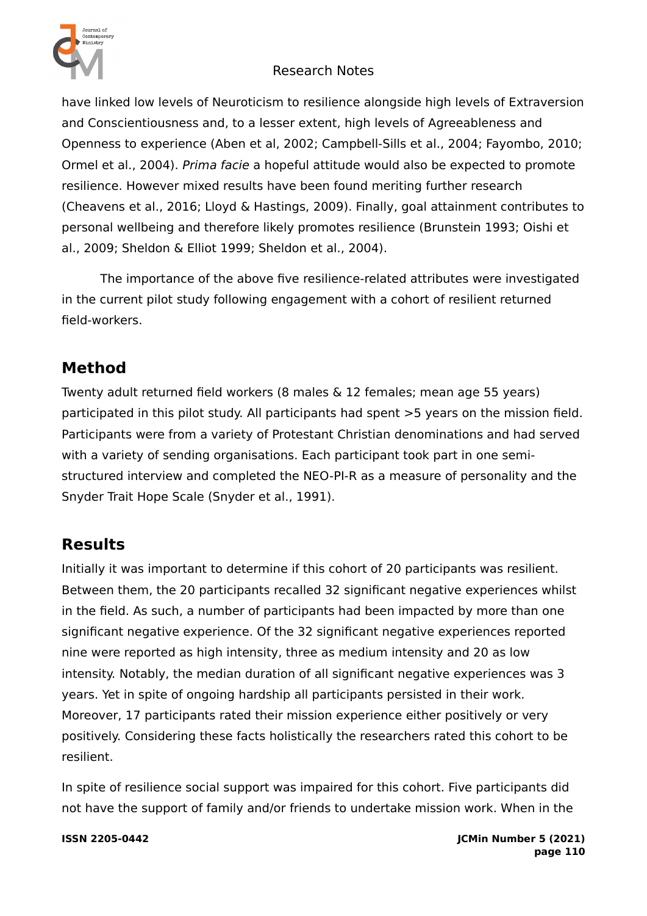have linked low levels of Neuroticism to resilience alongside high levels of Extraversion and Conscientiousness and, to a lesser extent, high levels of Agreeableness and Openness to experience (Aben et al, 2002; Campbell-Sills et al., 2004; Fayombo, 2010; Ormel et al., 2004). *Prima facie* a hopeful attitude would also be expected to promote resilience. However mixed results have been found meriting further research (Cheavens et al., 2016; Lloyd & Hastings, 2009). Finally, goal attainment contributes to personal wellbeing and therefore likely promotes resilience (Brunstein 1993; Oishi et al., 2009; Sheldon & Elliot 1999; Sheldon et al., 2004).

The importance of the above five resilience-related attributes were investigated in the current pilot study following engagement with a cohort of resilient returned field-workers.

## Method

Twenty adult returned field workers (8 males & 12 females; mean age 55 years) participated in this pilot study. All participants had spent >5 years on the mission field. Participants were from a variety of Protestant Christian denominations and had served with a variety of sending organisations. Each participant took part in one semi-structured interview and completed the NEO-PI-R as a measure of personality and the Snyder Trait Hope Scale (Snyder et al., 1991).

## Results

Initially it was important to determine if this cohort of 20 participants was resilient. Between them, the 20 participants recalled 32 significant negative experiences whilst in the field. As such, a number of participants had been impacted by more than one significant negative experience. Of the 32 significant negative experiences reported nine were reported as high intensity, three as medium intensity and 20 as low intensity. Notably, the median duration of all significant negative experiences was 3 years. Yet in spite of ongoing hardship all participants persisted in their work. Moreover, 17 participants rated their mission experience either positively or very positively. Considering these facts holistically the researchers rated this cohort to be resilient.

In spite of resilience social support was impaired for this cohort. Five participants did not have the support of family and/or friends to undertake mission work. When in the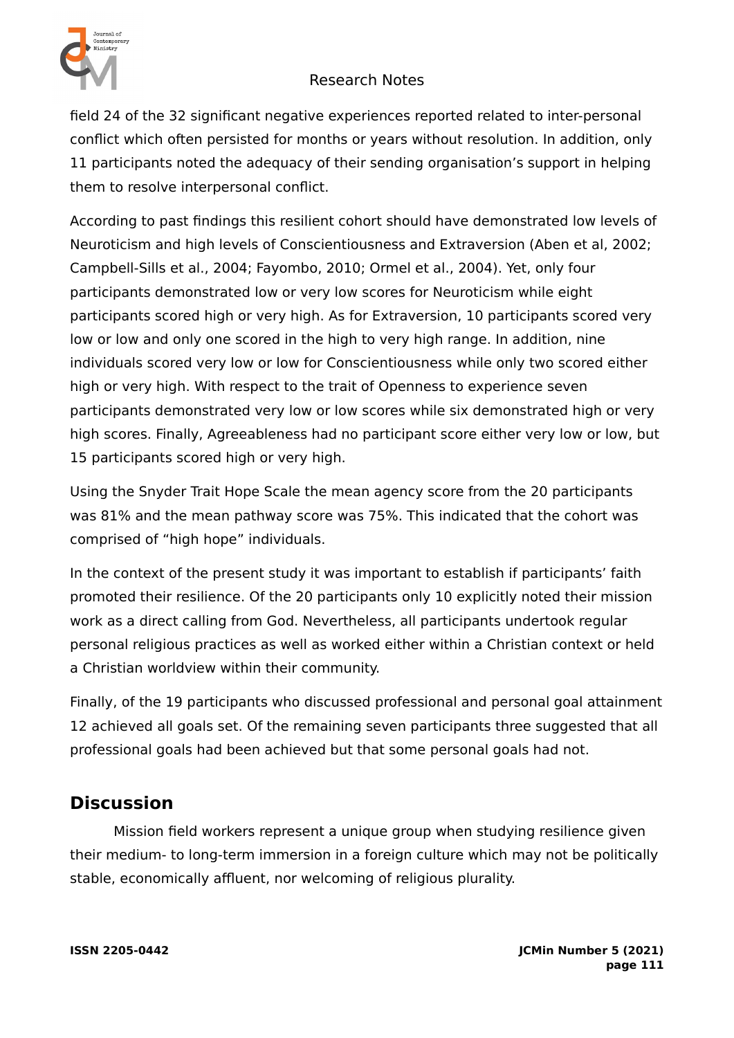field 24 of the 32 significant negative experiences reported related to inter-personal conflict which often persisted for months or years without resolution. In addition, only 11 participants noted the adequacy of their sending organisation's support in helping them to resolve interpersonal conflict.

According to past findings this resilient cohort should have demonstrated low levels of Neuroticism and high levels of Conscientiousness and Extraversion (Aben et al, 2002; Campbell-Sills et al., 2004; Fayombo, 2010; Ormel et al., 2004). Yet, only four participants demonstrated low or very low scores for Neuroticism while eight participants scored high or very high. As for Extraversion, 10 participants scored very low or low and only one scored in the high to very high range. In addition, nine individuals scored very low or low for Conscientiousness while only two scored either high or very high. With respect to the trait of Openness to experience seven participants demonstrated very low or low scores while six demonstrated high or very high scores. Finally, Agreeableness had no participant score either very low or low, but 15 participants scored high or very high.

Using the Snyder Trait Hope Scale the mean agency score from the 20 participants was 81% and the mean pathway score was 75%. This indicated that the cohort was comprised of "high hope" individuals.

In the context of the present study it was important to establish if participants' faith promoted their resilience. Of the 20 participants only 10 explicitly noted their mission work as a direct calling from God. Nevertheless, all participants undertook regular personal religious practices as well as worked either within a Christian context or held a Christian worldview within their community.

Finally, of the 19 participants who discussed professional and personal goal attainment 12 achieved all goals set. Of the remaining seven participants three suggested that all professional goals had been achieved but that some personal goals had not.

## Discussion

Mission field workers represent a unique group when studying resilience given their medium- to long-term immersion in a foreign culture which may not be politically stable, economically affluent, nor welcoming of religious plurality.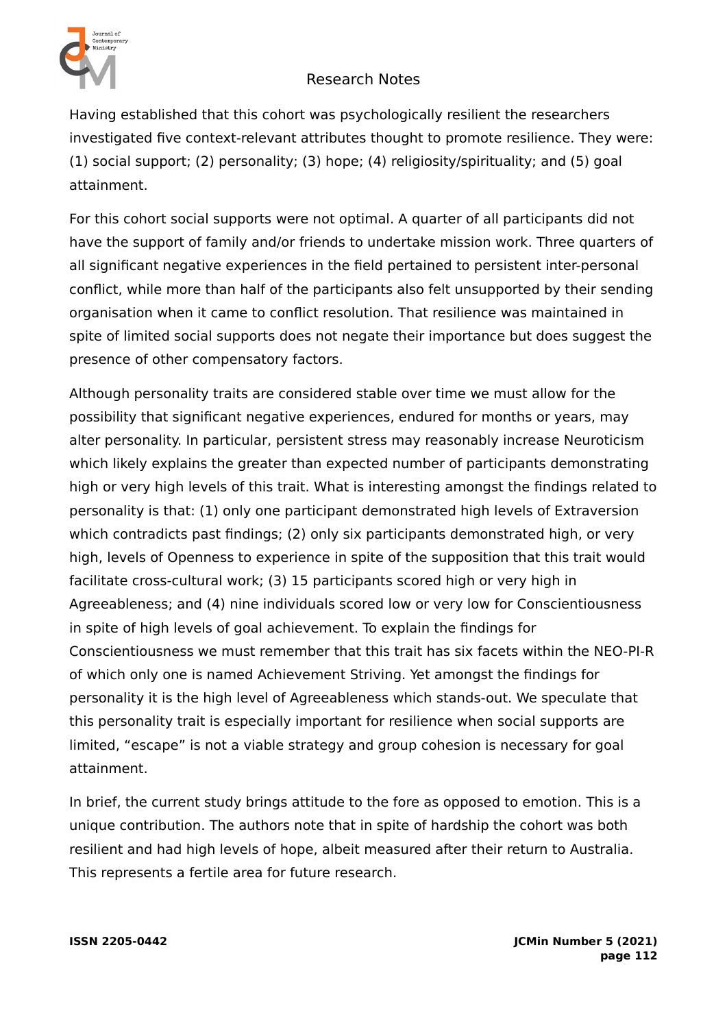Having established that this cohort was psychologically resilient the researchers investigated five context-relevant attributes thought to promote resilience. They were: (1) social support; (2) personality; (3) hope; (4) religiosity/spirituality; and (5) goal attainment.

For this cohort social supports were not optimal. A quarter of all participants did not have the support of family and/or friends to undertake mission work. Three quarters of all significant negative experiences in the field pertained to persistent inter-personal conflict, while more than half of the participants also felt unsupported by their sending organisation when it came to conflict resolution. That resilience was maintained in spite of limited social supports does not negate their importance but does suggest the presence of other compensatory factors.

Although personality traits are considered stable over time we must allow for the possibility that significant negative experiences, endured for months or years, may alter personality. In particular, persistent stress may reasonably increase Neuroticism which likely explains the greater than expected number of participants demonstrating high or very high levels of this trait. What is interesting amongst the findings related to personality is that: (1) only one participant demonstrated high levels of Extraversion which contradicts past findings; (2) only six participants demonstrated high, or very high, levels of Openness to experience in spite of the supposition that this trait would facilitate cross-cultural work; (3) 15 participants scored high or very high in Agreeableness; and (4) nine individuals scored low or very low for Conscientiousness in spite of high levels of goal achievement. To explain the findings for Conscientiousness we must remember that this trait has six facets within the NEO-PI-R of which only one is named Achievement Striving. Yet amongst the findings for personality it is the high level of Agreeableness which stands-out. We speculate that this personality trait is especially important for resilience when social supports are limited, "escape" is not a viable strategy and group cohesion is necessary for goal attainment.

In brief, the current study brings attitude to the fore as opposed to emotion. This is a unique contribution. The authors note that in spite of hardship the cohort was both resilient and had high levels of hope, albeit measured after their return to Australia. This represents a fertile area for future research.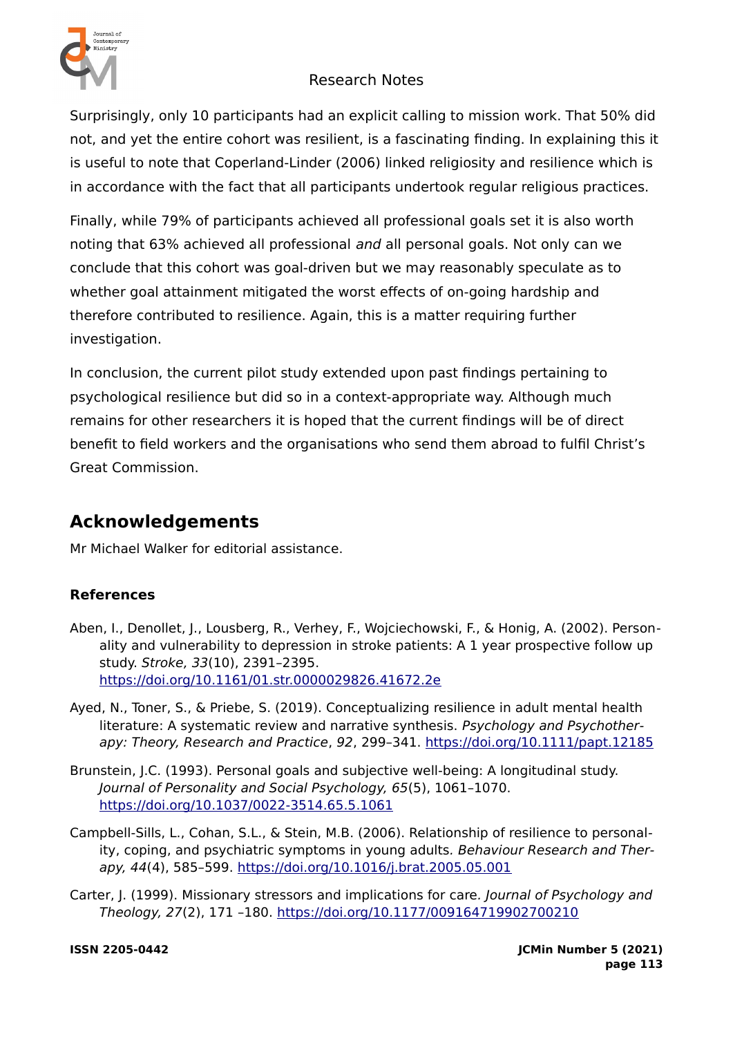Surprisingly, only 10 participants had an explicit calling to mission work. That 50% did not, and yet the entire cohort was resilient, is a fascinating finding. In explaining this it is useful to note that Coperland-Linder (2006) linked religiosity and resilience which is in accordance with the fact that all participants undertook regular religious practices.

Finally, while 79% of participants achieved all professional goals set it is also worth noting that 63% achieved all professional *and* all personal goals. Not only can we conclude that this cohort was goal-driven but we may reasonably speculate as to whether goal attainment mitigated the worst effects of on-going hardship and therefore contributed to resilience. Again, this is a matter requiring further investigation.

In conclusion, the current pilot study extended upon past findings pertaining to psychological resilience but did so in a context-appropriate way. Although much remains for other researchers it is hoped that the current findings will be of direct benefit to field workers and the organisations who send them abroad to fulfil Christ's Great Commission.

## Acknowledgements

Mr Michael Walker for editorial assistance.

### References

Aben, I., Denollet, J., Lousberg, R., Verhey, F., Wojciechowski, F., & Honig, A. (2002). Personality and vulnerability to depression in stroke patients: A 1 year prospective follow up study. *Stroke, 33*(10), 2391–2395. https://doi.org/10.1161/01.str.0000029826.41672.2e

Ayed, N., Toner, S., & Priebe, S. (2019). Conceptualizing resilience in adult mental health literature: A systematic review and narrative synthesis. *Psychology and Psychotherapy: Theory, Research and Practice*, *92*, 299–341. https://doi.org/10.1111/papt.12185

Brunstein, J.C. (1993). Personal goals and subjective well-being: A longitudinal study. *Journal of Personality and Social Psychology, 65*(5), 1061–1070. https://doi.org/10.1037/0022-3514.65.5.1061

Campbell-Sills, L., Cohan, S.L., & Stein, M.B. (2006). Relationship of resilience to personality, coping, and psychiatric symptoms in young adults. *Behaviour Research and Therapy, 44*(4), 585–599. https://doi.org/10.1016/j.brat.2005.05.001

Carter, J. (1999). Missionary stressors and implications for care. *Journal of Psychology and Theology, 27*(2), 171 –180. https://doi.org/10.1177/009164719902700210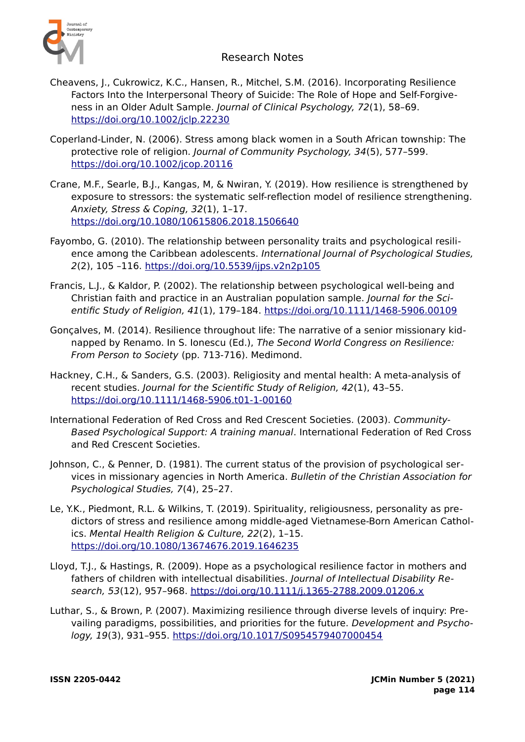Cheavens, J., Cukrowicz, K.C., Hansen, R., Mitchel, S.M. (2016). Incorporating Resilience Factors Into the Interpersonal Theory of Suicide: The Role of Hope and Self-Forgiveness in an Older Adult Sample. *Journal of Clinical Psychology, 72*(1), 58–69. https://doi.org/10.1002/jclp.22230

Coperland-Linder, N. (2006). Stress among black women in a South African township: The protective role of religion. *Journal of Community Psychology, 34*(5), 577–599. https://doi.org/10.1002/jcop.20116

Crane, M.F., Searle, B.J., Kangas, M, & Nwiran, Y. (2019). How resilience is strengthened by exposure to stressors: the systematic self-reflection model of resilience strengthening. *Anxiety, Stress & Coping, 32*(1), 1–17. https://doi.org/10.1080/10615806.2018.1506640

Fayombo, G. (2010). The relationship between personality traits and psychological resilience among the Caribbean adolescents. *International Journal of Psychological Studies, 2*(2), 105 –116. https://doi.org/10.5539/ijps.v2n2p105

Francis, L.J., & Kaldor, P. (2002). The relationship between psychological well-being and Christian faith and practice in an Australian population sample. *Journal for the Scientific Study of Religion, 41*(1), 179–184. https://doi.org/10.1111/1468-5906.00109

Gonçalves, M. (2014). Resilience throughout life: The narrative of a senior missionary kidnapped by Renamo. In S. Ionescu (Ed.), *The Second World Congress on Resilience: From Person to Society* (pp. 713-716). Medimond.

Hackney, C.H., & Sanders, G.S. (2003). Religiosity and mental health: A meta-analysis of recent studies. *Journal for the Scientific Study of Religion, 42*(1), 43–55. https://doi.org/10.1111/1468-5906.t01-1-00160

International Federation of Red Cross and Red Crescent Societies. (2003). *Community-Based Psychological Support: A training manual*. International Federation of Red Cross and Red Crescent Societies.

Johnson, C., & Penner, D. (1981). The current status of the provision of psychological services in missionary agencies in North America. *Bulletin of the Christian Association for Psychological Studies, 7*(4), 25–27.

Le, Y.K., Piedmont, R.L. & Wilkins, T. (2019). Spirituality, religiousness, personality as predictors of stress and resilience among middle-aged Vietnamese-Born American Catholics. *Mental Health Religion & Culture, 22*(2), 1–15. https://doi.org/10.1080/13674676.2019.1646235

Lloyd, T.J., & Hastings, R. (2009). Hope as a psychological resilience factor in mothers and fathers of children with intellectual disabilities. *Journal of Intellectual Disability Research, 53*(12), 957–968. https://doi.org/10.1111/j.1365-2788.2009.01206.x

Luthar, S., & Brown, P. (2007). Maximizing resilience through diverse levels of inquiry: Prevailing paradigms, possibilities, and priorities for the future. *Development and Psychology, 19*(3), 931–955. https://doi.org/10.1017/S0954579407000454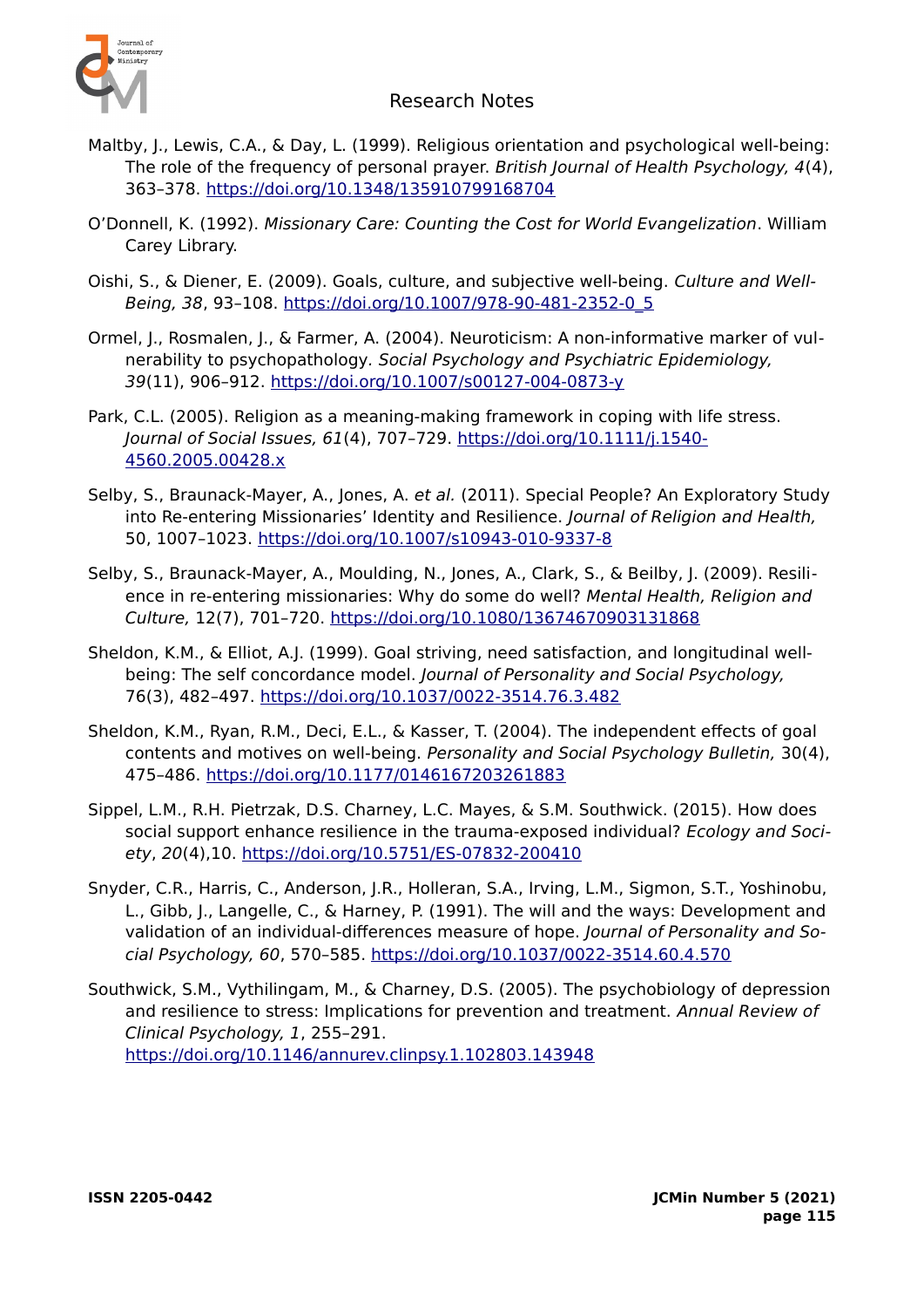Maltby, J., Lewis, C.A., & Day, L. (1999). Religious orientation and psychological well-being: The role of the frequency of personal prayer. *British Journal of Health Psychology, 4*(4), 363–378. https://doi.org/10.1348/135910799168704

O'Donnell, K. (1992). *Missionary Care: Counting the Cost for World Evangelization*. William Carey Library.

Oishi, S., & Diener, E. (2009). Goals, culture, and subjective well-being. *Culture and Well-Being, 38*, 93–108. https://doi.org/10.1007/978-90-481-2352-0_5

Ormel, J., Rosmalen, J., & Farmer, A. (2004). Neuroticism: A non-informative marker of vulnerability to psychopathology. *Social Psychology and Psychiatric Epidemiology, 39*(11), 906–912. https://doi.org/10.1007/s00127-004-0873-y

Park, C.L. (2005). Religion as a meaning-making framework in coping with life stress. *Journal of Social Issues, 61*(4), 707–729. https://doi.org/10.1111/j.1540-4560.2005.00428.x

Selby, S., Braunack-Mayer, A., Jones, A. *et al.* (2011). Special People? An Exploratory Study into Re-entering Missionaries' Identity and Resilience. *Journal of Religion and Health,* 50, 1007–1023. https://doi.org/10.1007/s10943-010-9337-8

Selby, S., Braunack-Mayer, A., Moulding, N., Jones, A., Clark, S., & Beilby, J. (2009). Resilience in re-entering missionaries: Why do some do well? *Mental Health, Religion and Culture,* 12(7), 701–720. https://doi.org/10.1080/13674670903131868

Sheldon, K.M., & Elliot, A.J. (1999). Goal striving, need satisfaction, and longitudinal well-being: The self concordance model. *Journal of Personality and Social Psychology,* 76(3), 482–497. https://doi.org/10.1037/0022-3514.76.3.482

Sheldon, K.M., Ryan, R.M., Deci, E.L., & Kasser, T. (2004). The independent effects of goal contents and motives on well-being. *Personality and Social Psychology Bulletin,* 30(4), 475–486. https://doi.org/10.1177/0146167203261883

Sippel, L.M., R.H. Pietrzak, D.S. Charney, L.C. Mayes, & S.M. Southwick. (2015). How does social support enhance resilience in the trauma-exposed individual? *Ecology and Society*, *20*(4),10. https://doi.org/10.5751/ES-07832-200410

Snyder, C.R., Harris, C., Anderson, J.R., Holleran, S.A., Irving, L.M., Sigmon, S.T., Yoshinobu, L., Gibb, J., Langelle, C., & Harney, P. (1991). The will and the ways: Development and validation of an individual-differences measure of hope. *Journal of Personality and Social Psychology, 60*, 570–585. https://doi.org/10.1037/0022-3514.60.4.570

Southwick, S.M., Vythilingam, M., & Charney, D.S. (2005). The psychobiology of depression and resilience to stress: Implications for prevention and treatment. *Annual Review of Clinical Psychology, 1*, 255–291. https://doi.org/10.1146/annurev.clinpsy.1.102803.143948